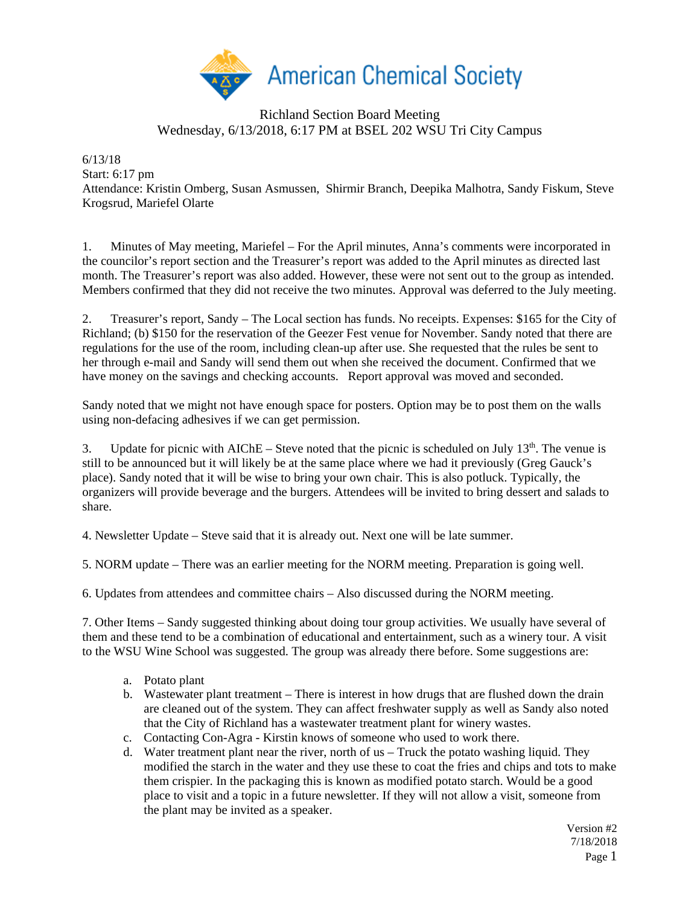American Chemical Society

Richland Section Board Meeting
Wednesday, 6/13/2018, 6:17 PM at BSEL 202 WSU Tri City Campus

6/13/18
Start: 6:17 pm
Attendance: Kristin Omberg, Susan Asmussen, Shirmir Branch, Deepika Malhotra, Sandy Fiskum, Steve Krogsrud, Mariefel Olarte

1. Minutes of May meeting, Mariefel – For the April minutes, Anna's comments were incorporated in the councilor's report section and the Treasurer's report was added to the April minutes as directed last month. The Treasurer's report was also added. However, these were not sent out to the group as intended. Members confirmed that they did not receive the two minutes. Approval was deferred to the July meeting.

2. Treasurer's report, Sandy – The Local section has funds. No receipts. Expenses: $165 for the City of Richland; (b) $150 for the reservation of the Geezer Fest venue for November. Sandy noted that there are regulations for the use of the room, including clean-up after use. She requested that the rules be sent to her through e-mail and Sandy will send them out when she received the document. Confirmed that we have money on the savings and checking accounts. Report approval was moved and seconded.

Sandy noted that we might not have enough space for posters. Option may be to post them on the walls using non-defacing adhesives if we can get permission.

3. Update for picnic with AIChE – Steve noted that the picnic is scheduled on July 13th. The venue is still to be announced but it will likely be at the same place where we had it previously (Greg Gauck's place). Sandy noted that it will be wise to bring your own chair. This is also potluck. Typically, the organizers will provide beverage and the burgers. Attendees will be invited to bring dessert and salads to share.

4. Newsletter Update – Steve said that it is already out. Next one will be late summer.

5. NORM update – There was an earlier meeting for the NORM meeting. Preparation is going well.

6. Updates from attendees and committee chairs – Also discussed during the NORM meeting.

7. Other Items – Sandy suggested thinking about doing tour group activities. We usually have several of them and these tend to be a combination of educational and entertainment, such as a winery tour. A visit to the WSU Wine School was suggested. The group was already there before. Some suggestions are:

   a. Potato plant
   b. Wastewater plant treatment – There is interest in how drugs that are flushed down the drain are cleaned out of the system. They can affect freshwater supply as well as Sandy also noted that the City of Richland has a wastewater treatment plant for winery wastes.
   c. Contacting Con-Agra - Kirstin knows of someone who used to work there.
   d. Water treatment plant near the river, north of us – Truck the potato washing liquid. They modified the starch in the water and they use these to coat the fries and chips and tots to make them crispier. In the packaging this is known as modified potato starch. Would be a good place to visit and a topic in a future newsletter. If they will not allow a visit, someone from the plant may be invited as a speaker.

Version #2
7/18/2018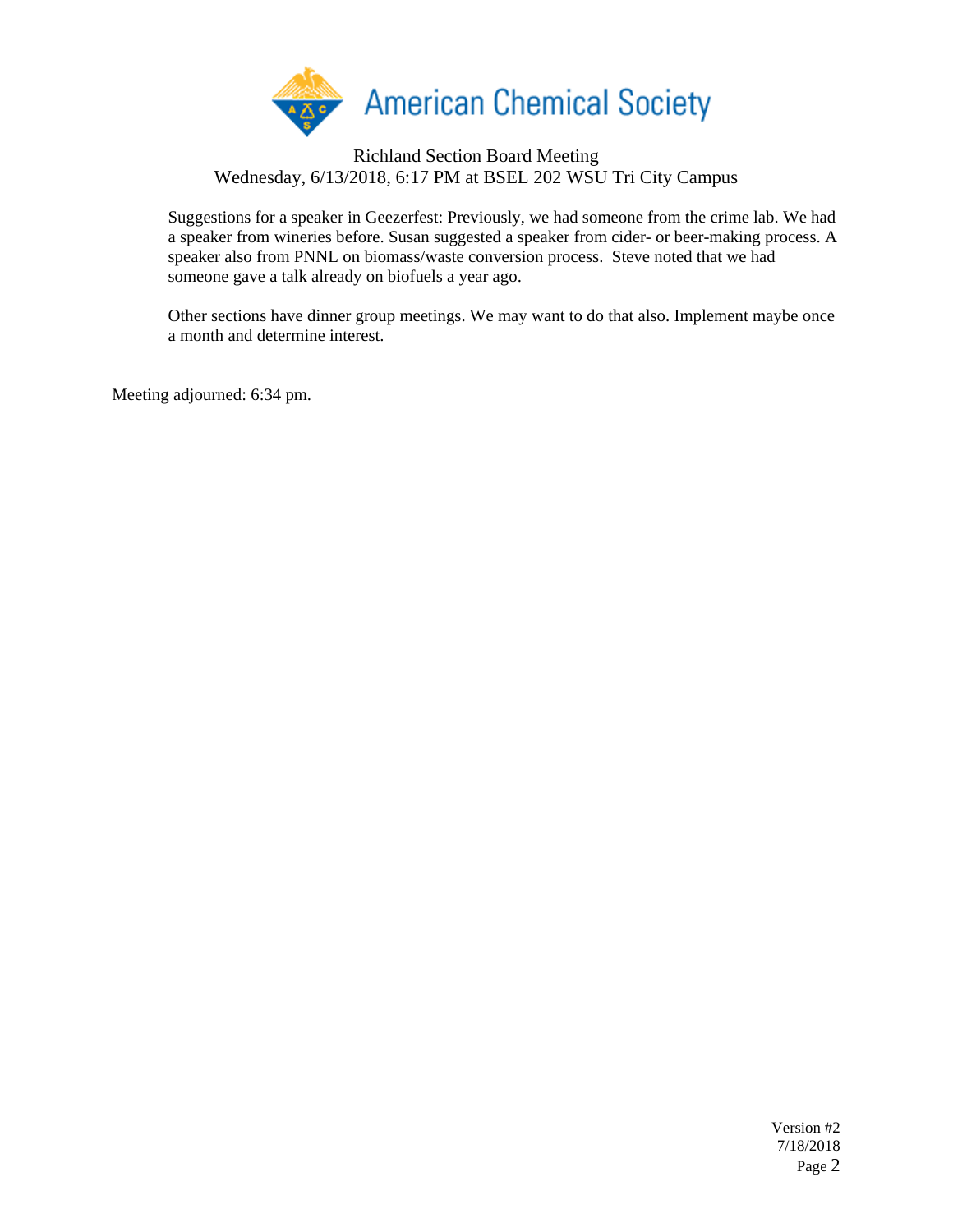American Chemical Society

Richland Section Board Meeting
Wednesday, 6/13/2018, 6:17 PM at BSEL 202 WSU Tri City Campus

Suggestions for a speaker in Geezerfest: Previously, we had someone from the crime lab. We had a speaker from wineries before. Susan suggested a speaker from cider- or beer-making process. A speaker also from PNNL on biomass/waste conversion process. Steve noted that we had someone gave a talk already on biofuels a year ago.

Other sections have dinner group meetings. We may want to do that also. Implement maybe once a month and determine interest.

Meeting adjourned: 6:34 pm.

Version #2
7/18/2018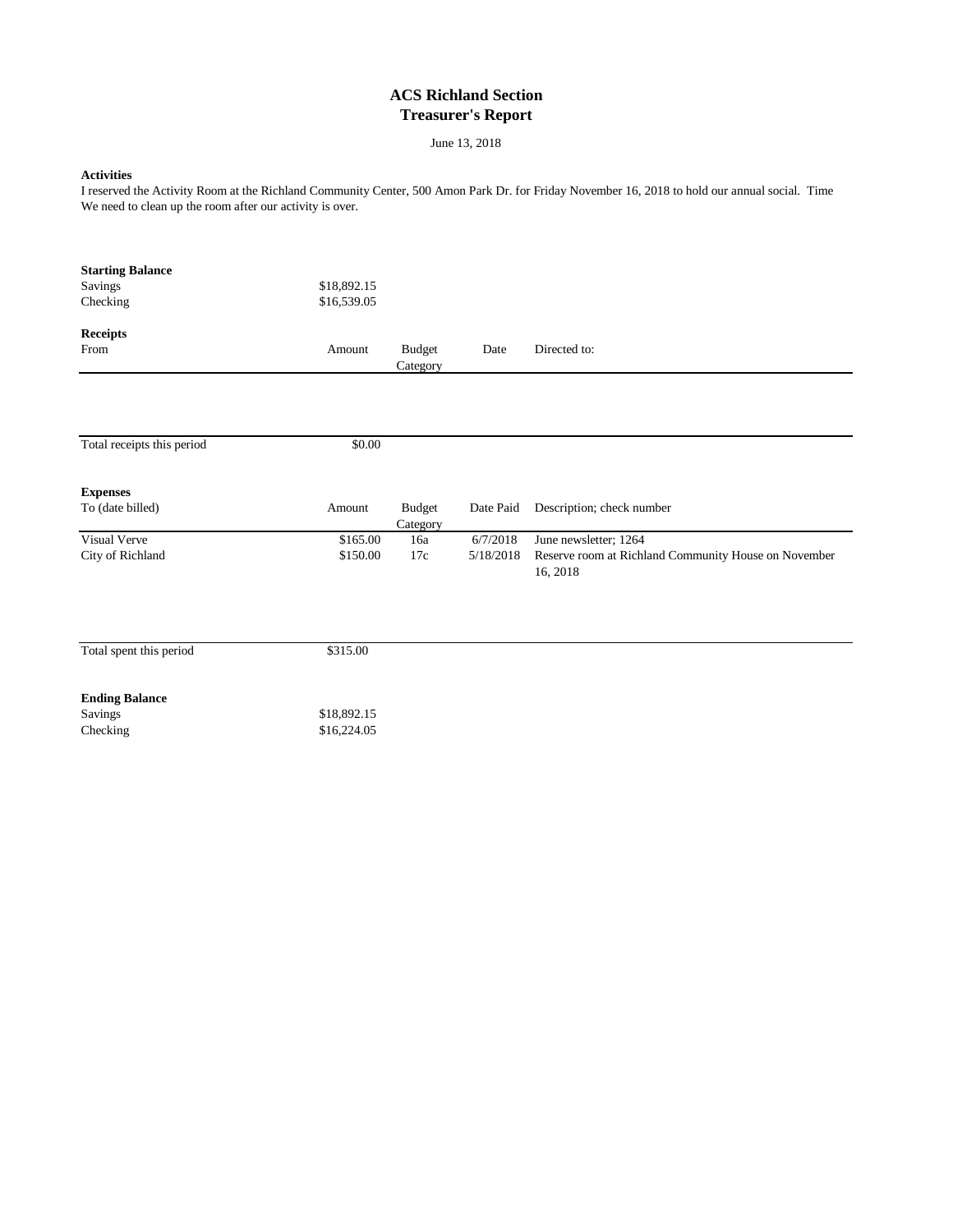# ACS Richland Section
## Treasurer's Report

June 13, 2018

**Activities**

I reserved the Activity Room at the Richland Community Center, 500 Amon Park Dr. for Friday November 16, 2018 to hold our annual social. Time
We need to clean up the room after our activity is over.

**Starting Balance**

| | |
|---|---|
| Savings | $18,892.15 |
| Checking | $16,539.05 |

**Receipts**

| From | Amount | Budget Category | Date | Directed to: |
|---|---|---|---|---|
| Total receipts this period | $0.00 | | | |

**Expenses**

| To (date billed) | Amount | Budget Category | Date Paid | Description; check number |
|---|---|---|---|---|
| Visual Verve | $165.00 | 16a | 6/7/2018 | June newsletter; 1264 |
| City of Richland | $150.00 | 17c | 5/18/2018 | Reserve room at Richland Community House on November 16, 2018 |
| Total spent this period | $315.00 | | | |

**Ending Balance**

| | |
|---|---|
| Savings | $18,892.15 |
| Checking | $16,224.05 |